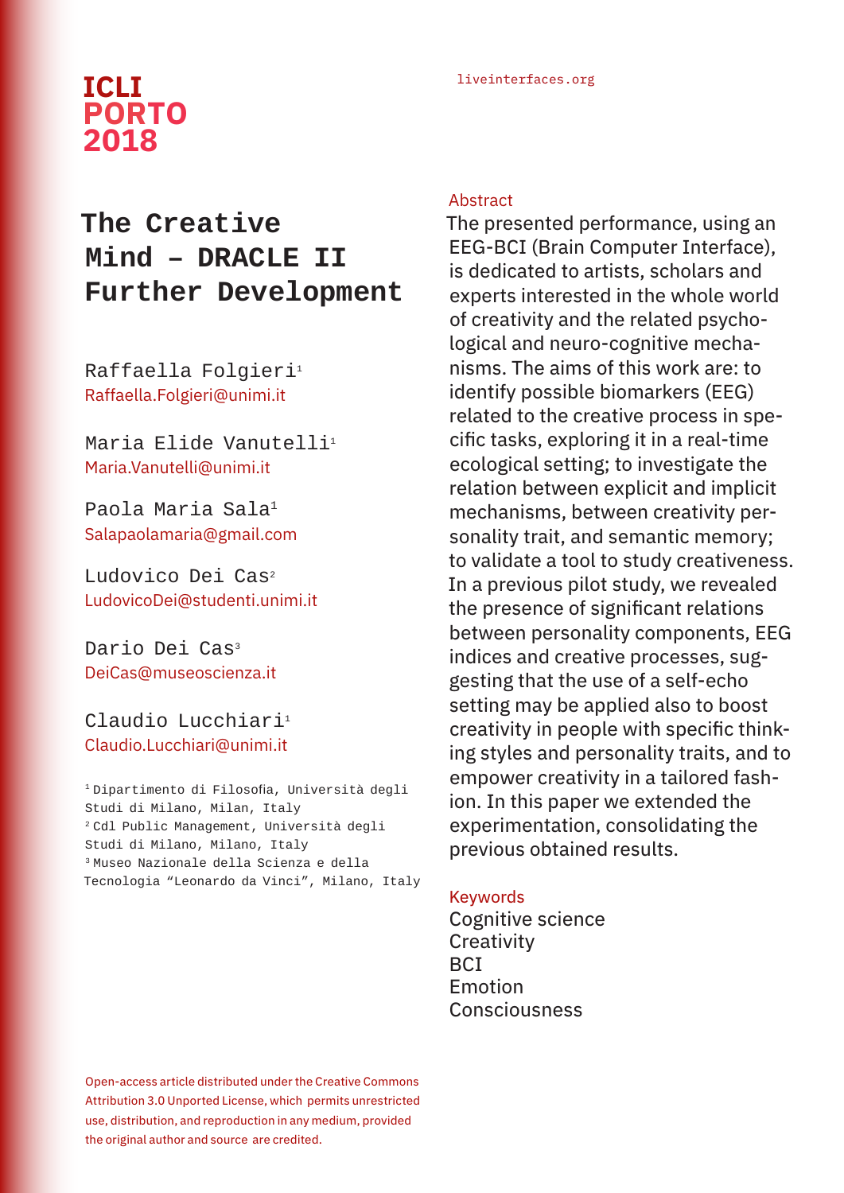ICLI PORTO 2018

liveinterfaces.org

# The Creative Mind – DRACLE II Further Development

Raffaella Folgieri[1]
Raffaella.Folgieri@unimi.it

Maria Elide Vanutelli[1]
Maria.Vanutelli@unimi.it

Paola Maria Sala[1]
Salapaolamaria@gmail.com

Ludovico Dei Cas[2]
LudovicoDei@studenti.unimi.it

Dario Dei Cas[3]
DeiCas@museoscienza.it

Claudio Lucchiari[1]
Claudio.Lucchiari@unimi.it

[1] Dipartimento di Filosofia, Università degli Studi di Milano, Milan, Italy
[2] Cdl Public Management, Università degli Studi di Milano, Milano, Italy
[3] Museo Nazionale della Scienza e della Tecnologia "Leonardo da Vinci", Milano, Italy

## Abstract

The presented performance, using an EEG-BCI (Brain Computer Interface), is dedicated to artists, scholars and experts interested in the whole world of creativity and the related psychological and neuro-cognitive mechanisms. The aims of this work are: to identify possible biomarkers (EEG) related to the creative process in specific tasks, exploring it in a real-time ecological setting; to investigate the relation between explicit and implicit mechanisms, between creativity personality trait, and semantic memory; to validate a tool to study creativeness. In a previous pilot study, we revealed the presence of significant relations between personality components, EEG indices and creative processes, suggesting that the use of a self-echo setting may be applied also to boost creativity in people with specific thinking styles and personality traits, and to empower creativity in a tailored fashion. In this paper we extended the experimentation, consolidating the previous obtained results.

## Keywords

Cognitive science
Creativity
BCI
Emotion
Consciousness

Open-access article distributed under the Creative Commons Attribution 3.0 Unported License, which permits unrestricted use, distribution, and reproduction in any medium, provided the original author and source are credited.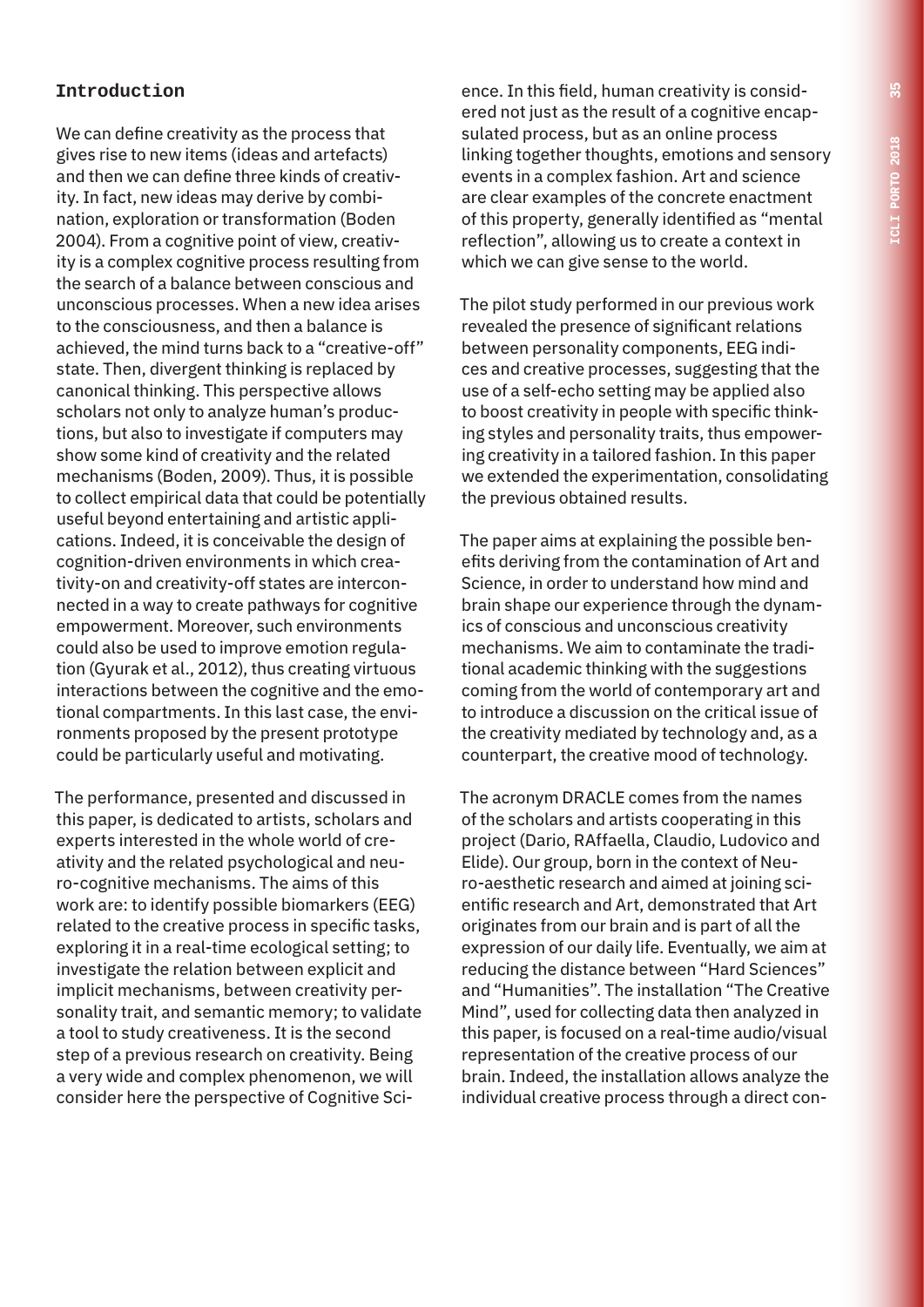## Introduction

We can define creativity as the process that gives rise to new items (ideas and artefacts) and then we can define three kinds of creativity. In fact, new ideas may derive by combination, exploration or transformation (Boden 2004). From a cognitive point of view, creativity is a complex cognitive process resulting from the search of a balance between conscious and unconscious processes. When a new idea arises to the consciousness, and then a balance is achieved, the mind turns back to a "creative-off" state. Then, divergent thinking is replaced by canonical thinking. This perspective allows scholars not only to analyze human's productions, but also to investigate if computers may show some kind of creativity and the related mechanisms (Boden, 2009). Thus, it is possible to collect empirical data that could be potentially useful beyond entertaining and artistic applications. Indeed, it is conceivable the design of cognition-driven environments in which creativity-on and creativity-off states are interconnected in a way to create pathways for cognitive empowerment. Moreover, such environments could also be used to improve emotion regulation (Gyurak et al., 2012), thus creating virtuous interactions between the cognitive and the emotional compartments. In this last case, the environments proposed by the present prototype could be particularly useful and motivating.

The performance, presented and discussed in this paper, is dedicated to artists, scholars and experts interested in the whole world of creativity and the related psychological and neuro-cognitive mechanisms. The aims of this work are: to identify possible biomarkers (EEG) related to the creative process in specific tasks, exploring it in a real-time ecological setting; to investigate the relation between explicit and implicit mechanisms, between creativity personality trait, and semantic memory; to validate a tool to study creativeness. It is the second step of a previous research on creativity. Being a very wide and complex phenomenon, we will consider here the perspective of Cognitive Science. In this field, human creativity is considered not just as the result of a cognitive encapsulated process, but as an online process linking together thoughts, emotions and sensory events in a complex fashion. Art and science are clear examples of the concrete enactment of this property, generally identified as "mental reflection", allowing us to create a context in which we can give sense to the world.

The pilot study performed in our previous work revealed the presence of significant relations between personality components, EEG indices and creative processes, suggesting that the use of a self-echo setting may be applied also to boost creativity in people with specific thinking styles and personality traits, thus empowering creativity in a tailored fashion. In this paper we extended the experimentation, consolidating the previous obtained results.

The paper aims at explaining the possible benefits deriving from the contamination of Art and Science, in order to understand how mind and brain shape our experience through the dynamics of conscious and unconscious creativity mechanisms. We aim to contaminate the traditional academic thinking with the suggestions coming from the world of contemporary art and to introduce a discussion on the critical issue of the creativity mediated by technology and, as a counterpart, the creative mood of technology.

The acronym DRACLE comes from the names of the scholars and artists cooperating in this project (Dario, RAffaella, Claudio, Ludovico and Elide). Our group, born in the context of Neuro-aesthetic research and aimed at joining scientific research and Art, demonstrated that Art originates from our brain and is part of all the expression of our daily life. Eventually, we aim at reducing the distance between "Hard Sciences" and "Humanities". The installation "The Creative Mind", used for collecting data then analyzed in this paper, is focused on a real-time audio/visual representation of the creative process of our brain. Indeed, the installation allows analyze the individual creative process through a direct con-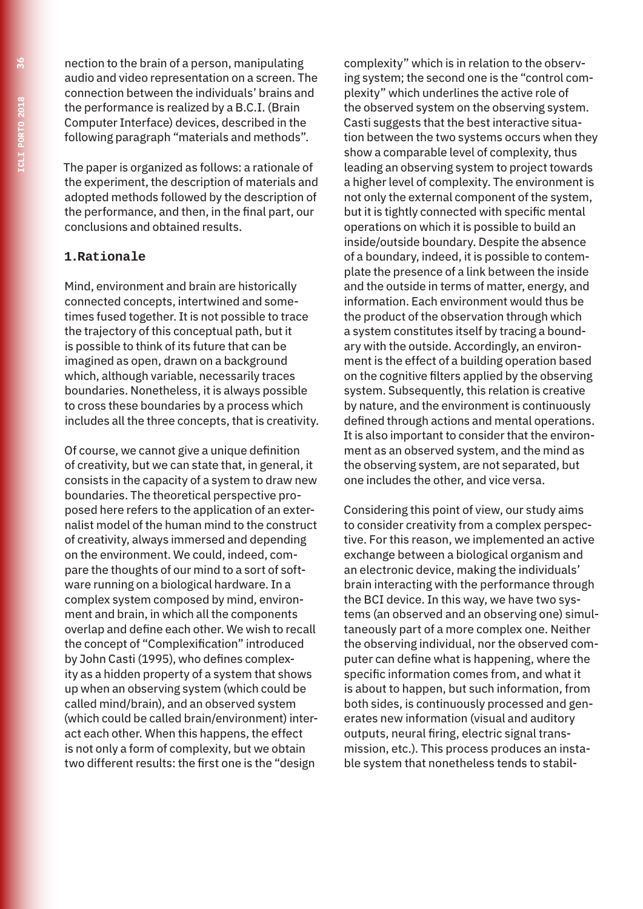nection to the brain of a person, manipulating audio and video representation on a screen. The connection between the individuals' brains and the performance is realized by a B.C.I. (Brain Computer Interface) devices, described in the following paragraph "materials and methods".

The paper is organized as follows: a rationale of the experiment, the description of materials and adopted methods followed by the description of the performance, and then, in the final part, our conclusions and obtained results.

## 1.Rationale

Mind, environment and brain are historically connected concepts, intertwined and sometimes fused together. It is not possible to trace the trajectory of this conceptual path, but it is possible to think of its future that can be imagined as open, drawn on a background which, although variable, necessarily traces boundaries. Nonetheless, it is always possible to cross these boundaries by a process which includes all the three concepts, that is creativity.

Of course, we cannot give a unique definition of creativity, but we can state that, in general, it consists in the capacity of a system to draw new boundaries. The theoretical perspective proposed here refers to the application of an externalist model of the human mind to the construct of creativity, always immersed and depending on the environment. We could, indeed, compare the thoughts of our mind to a sort of software running on a biological hardware. In a complex system composed by mind, environment and brain, in which all the components overlap and define each other. We wish to recall the concept of "Complexification" introduced by John Casti (1995), who defines complexity as a hidden property of a system that shows up when an observing system (which could be called mind/brain), and an observed system (which could be called brain/environment) interact each other. When this happens, the effect is not only a form of complexity, but we obtain two different results: the first one is the "design complexity" which is in relation to the observing system; the second one is the "control complexity" which underlines the active role of the observed system on the observing system. Casti suggests that the best interactive situation between the two systems occurs when they show a comparable level of complexity, thus leading an observing system to project towards a higher level of complexity. The environment is not only the external component of the system, but it is tightly connected with specific mental operations on which it is possible to build an inside/outside boundary. Despite the absence of a boundary, indeed, it is possible to contemplate the presence of a link between the inside and the outside in terms of matter, energy, and information. Each environment would thus be the product of the observation through which a system constitutes itself by tracing a boundary with the outside. Accordingly, an environment is the effect of a building operation based on the cognitive filters applied by the observing system. Subsequently, this relation is creative by nature, and the environment is continuously defined through actions and mental operations. It is also important to consider that the environment as an observed system, and the mind as the observing system, are not separated, but one includes the other, and vice versa.

Considering this point of view, our study aims to consider creativity from a complex perspective. For this reason, we implemented an active exchange between a biological organism and an electronic device, making the individuals' brain interacting with the performance through the BCI device. In this way, we have two systems (an observed and an observing one) simultaneously part of a more complex one. Neither the observing individual, nor the observed computer can define what is happening, where the specific information comes from, and what it is about to happen, but such information, from both sides, is continuously processed and generates new information (visual and auditory outputs, neural firing, electric signal transmission, etc.). This process produces an instable system that nonetheless tends to stabil-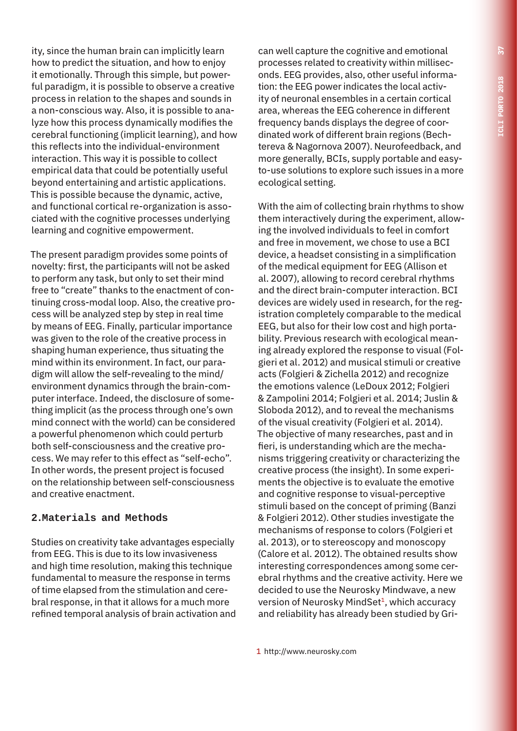ity, since the human brain can implicitly learn how to predict the situation, and how to enjoy it emotionally. Through this simple, but powerful paradigm, it is possible to observe a creative process in relation to the shapes and sounds in a non-conscious way. Also, it is possible to analyze how this process dynamically modifies the cerebral functioning (implicit learning), and how this reflects into the individual-environment interaction. This way it is possible to collect empirical data that could be potentially useful beyond entertaining and artistic applications. This is possible because the dynamic, active, and functional cortical re-organization is associated with the cognitive processes underlying learning and cognitive empowerment.

The present paradigm provides some points of novelty: first, the participants will not be asked to perform any task, but only to set their mind free to "create" thanks to the enactment of continuing cross-modal loop. Also, the creative process will be analyzed step by step in real time by means of EEG. Finally, particular importance was given to the role of the creative process in shaping human experience, thus situating the mind within its environment. In fact, our paradigm will allow the self-revealing to the mind/environment dynamics through the brain-computer interface. Indeed, the disclosure of something implicit (as the process through one's own mind connect with the world) can be considered a powerful phenomenon which could perturb both self-consciousness and the creative process. We may refer to this effect as "self-echo". In other words, the present project is focused on the relationship between self-consciousness and creative enactment.

## 2. Materials and Methods

Studies on creativity take advantages especially from EEG. This is due to its low invasiveness and high time resolution, making this technique fundamental to measure the response in terms of time elapsed from the stimulation and cerebral response, in that it allows for a much more refined temporal analysis of brain activation and can well capture the cognitive and emotional processes related to creativity within milliseconds. EEG provides, also, other useful information: the EEG power indicates the local activity of neuronal ensembles in a certain cortical area, whereas the EEG coherence in different frequency bands displays the degree of coordinated work of different brain regions (Bechtereva & Nagornova 2007). Neurofeedback, and more generally, BCIs, supply portable and easy-to-use solutions to explore such issues in a more ecological setting.

With the aim of collecting brain rhythms to show them interactively during the experiment, allowing the involved individuals to feel in comfort and free in movement, we chose to use a BCI device, a headset consisting in a simplification of the medical equipment for EEG (Allison et al. 2007), allowing to record cerebral rhythms and the direct brain-computer interaction. BCI devices are widely used in research, for the registration completely comparable to the medical EEG, but also for their low cost and high portability. Previous research with ecological meaning already explored the response to visual (Folgieri et al. 2012) and musical stimuli or creative acts (Folgieri & Zichella 2012) and recognize the emotions valence (LeDoux 2012; Folgieri & Zampolini 2014; Folgieri et al. 2014; Juslin & Sloboda 2012), and to reveal the mechanisms of the visual creativity (Folgieri et al. 2014). The objective of many researches, past and in fieri, is understanding which are the mechanisms triggering creativity or characterizing the creative process (the insight). In some experiments the objective is to evaluate the emotive and cognitive response to visual-perceptive stimuli based on the concept of priming (Banzi & Folgieri 2012). Other studies investigate the mechanisms of response to colors (Folgieri et al. 2013), or to stereoscopy and monoscopy (Calore et al. 2012). The obtained results show interesting correspondences among some cerebral rhythms and the creative activity. Here we decided to use the Neurosky Mindwave, a new version of Neurosky MindSet[1], which accuracy and reliability has already been studied by Gri-

1 http://www.neurosky.com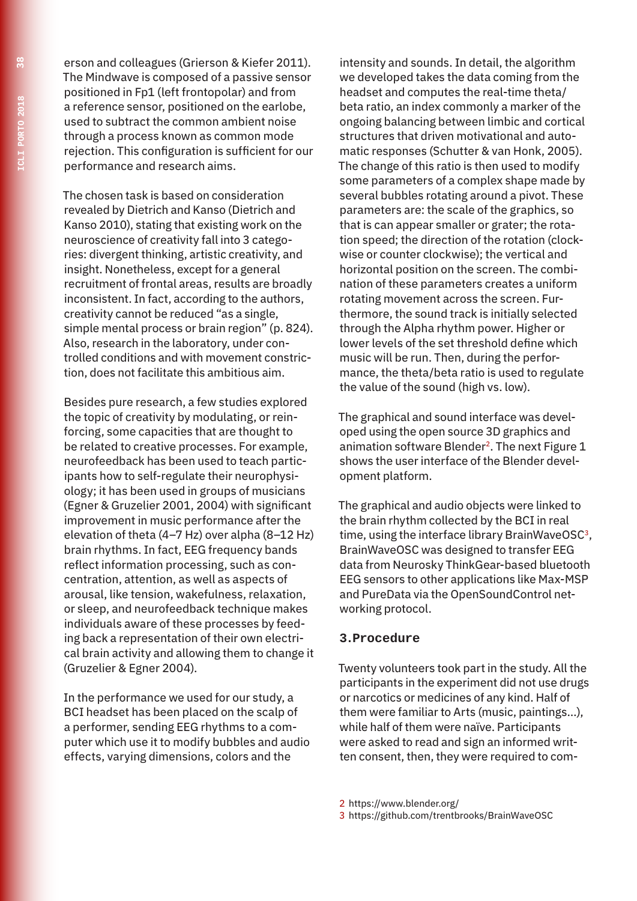erson and colleagues (Grierson & Kiefer 2011). The Mindwave is composed of a passive sensor positioned in Fp1 (left frontopolar) and from a reference sensor, positioned on the earlobe, used to subtract the common ambient noise through a process known as common mode rejection. This configuration is sufficient for our performance and research aims.

The chosen task is based on consideration revealed by Dietrich and Kanso (Dietrich and Kanso 2010), stating that existing work on the neuroscience of creativity fall into 3 categories: divergent thinking, artistic creativity, and insight. Nonetheless, except for a general recruitment of frontal areas, results are broadly inconsistent. In fact, according to the authors, creativity cannot be reduced "as a single, simple mental process or brain region" (p. 824). Also, research in the laboratory, under controlled conditions and with movement constriction, does not facilitate this ambitious aim.

Besides pure research, a few studies explored the topic of creativity by modulating, or reinforcing, some capacities that are thought to be related to creative processes. For example, neurofeedback has been used to teach participants how to self-regulate their neurophysiology; it has been used in groups of musicians (Egner & Gruzelier 2001, 2004) with significant improvement in music performance after the elevation of theta (4–7 Hz) over alpha (8–12 Hz) brain rhythms. In fact, EEG frequency bands reflect information processing, such as concentration, attention, as well as aspects of arousal, like tension, wakefulness, relaxation, or sleep, and neurofeedback technique makes individuals aware of these processes by feeding back a representation of their own electrical brain activity and allowing them to change it (Gruzelier & Egner 2004).

In the performance we used for our study, a BCI headset has been placed on the scalp of a performer, sending EEG rhythms to a computer which use it to modify bubbles and audio effects, varying dimensions, colors and the intensity and sounds. In detail, the algorithm we developed takes the data coming from the headset and computes the real-time theta/beta ratio, an index commonly a marker of the ongoing balancing between limbic and cortical structures that driven motivational and automatic responses (Schutter & van Honk, 2005). The change of this ratio is then used to modify some parameters of a complex shape made by several bubbles rotating around a pivot. These parameters are: the scale of the graphics, so that is can appear smaller or grater; the rotation speed; the direction of the rotation (clockwise or counter clockwise); the vertical and horizontal position on the screen. The combination of these parameters creates a uniform rotating movement across the screen. Furthermore, the sound track is initially selected through the Alpha rhythm power. Higher or lower levels of the set threshold define which music will be run. Then, during the performance, the theta/beta ratio is used to regulate the value of the sound (high vs. low).

The graphical and sound interface was developed using the open source 3D graphics and animation software Blender[2]. The next Figure 1 shows the user interface of the Blender development platform.

The graphical and audio objects were linked to the brain rhythm collected by the BCI in real time, using the interface library BrainWaveOSC[3], BrainWaveOSC was designed to transfer EEG data from Neurosky ThinkGear-based bluetooth EEG sensors to other applications like Max-MSP and PureData via the OpenSoundControl networking protocol.

## 3. Procedure

Twenty volunteers took part in the study. All the participants in the experiment did not use drugs or narcotics or medicines of any kind. Half of them were familiar to Arts (music, paintings...), while half of them were naïve. Participants were asked to read and sign an informed written consent, then, they were required to com-

[2] https://www.blender.org/

[3] https://github.com/trentbrooks/BrainWaveOSC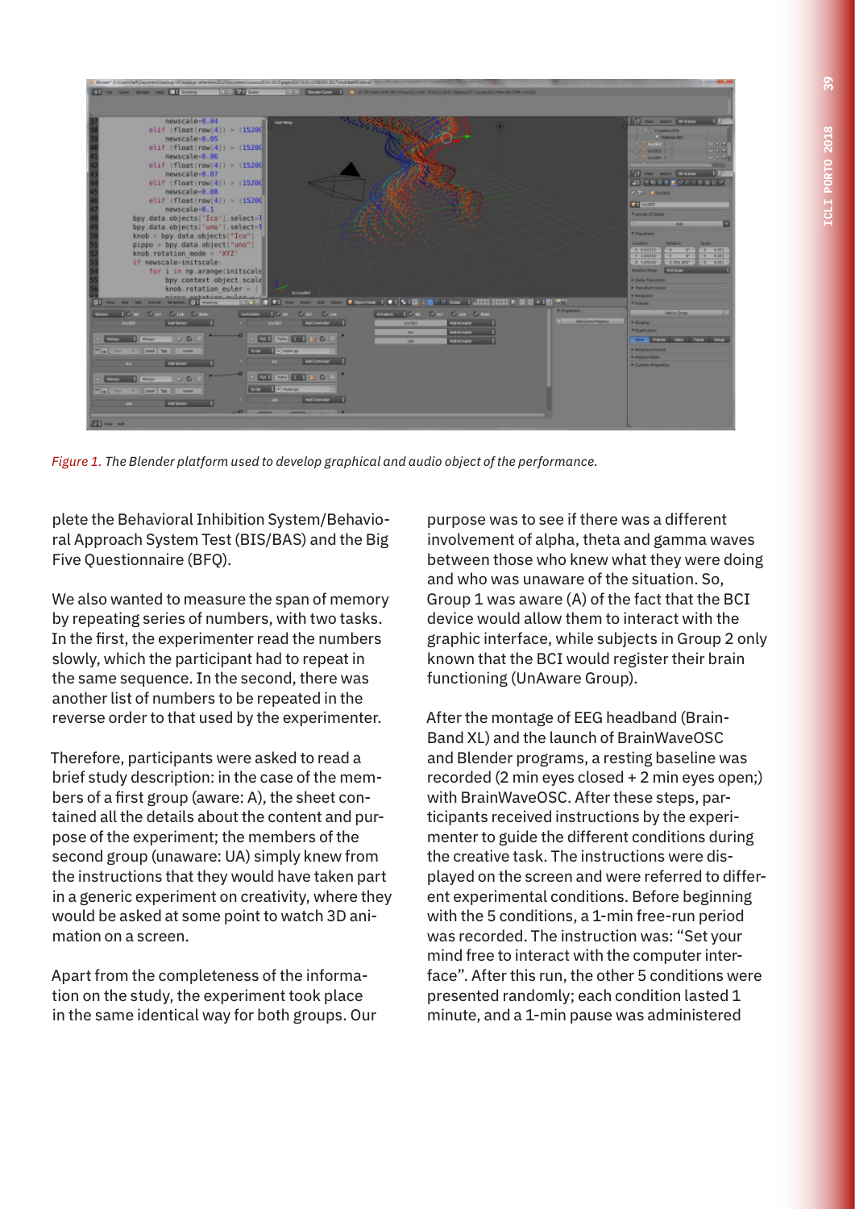*Figure 1. The Blender platform used to develop graphical and audio object of the performance.*

plete the Behavioral Inhibition System/Behavioral Approach System Test (BIS/BAS) and the Big Five Questionnaire (BFQ).

We also wanted to measure the span of memory by repeating series of numbers, with two tasks. In the first, the experimenter read the numbers slowly, which the participant had to repeat in the same sequence. In the second, there was another list of numbers to be repeated in the reverse order to that used by the experimenter.

Therefore, participants were asked to read a brief study description: in the case of the members of a first group (aware: A), the sheet contained all the details about the content and purpose of the experiment; the members of the second group (unaware: UA) simply knew from the instructions that they would have taken part in a generic experiment on creativity, where they would be asked at some point to watch 3D animation on a screen.

Apart from the completeness of the information on the study, the experiment took place in the same identical way for both groups. Our purpose was to see if there was a different involvement of alpha, theta and gamma waves between those who knew what they were doing and who was unaware of the situation. So, Group 1 was aware (A) of the fact that the BCI device would allow them to interact with the graphic interface, while subjects in Group 2 only known that the BCI would register their brain functioning (UnAware Group).

After the montage of EEG headband (BrainBand XL) and the launch of BrainWaveOSC and Blender programs, a resting baseline was recorded (2 min eyes closed + 2 min eyes open;) with BrainWaveOSC. After these steps, participants received instructions by the experimenter to guide the different conditions during the creative task. The instructions were displayed on the screen and were referred to different experimental conditions. Before beginning with the 5 conditions, a 1-min free-run period was recorded. The instruction was: "Set your mind free to interact with the computer interface". After this run, the other 5 conditions were presented randomly; each condition lasted 1 minute, and a 1-min pause was administered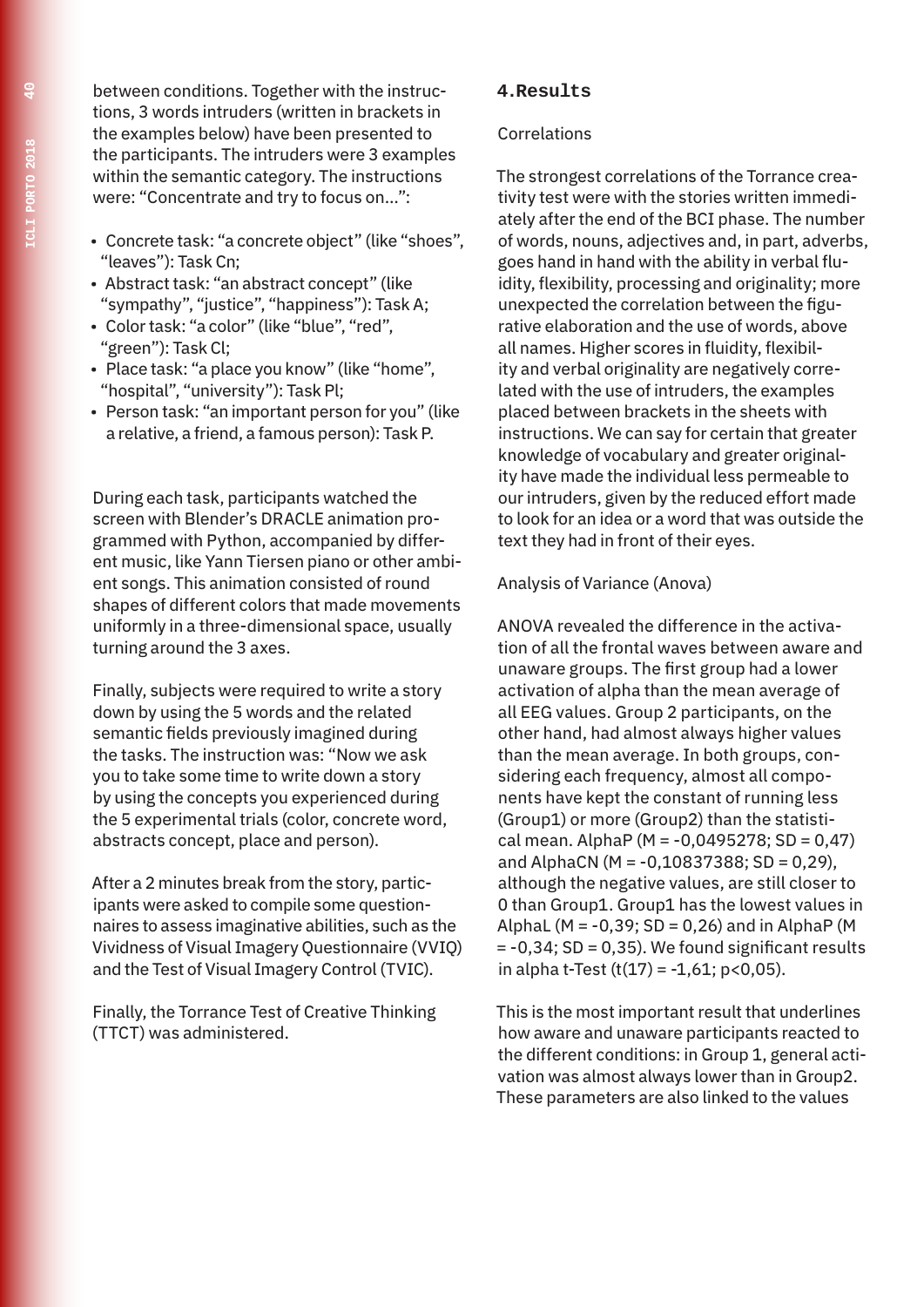between conditions. Together with the instructions, 3 words intruders (written in brackets in the examples below) have been presented to the participants. The intruders were 3 examples within the semantic category. The instructions were: "Concentrate and try to focus on...":

- Concrete task: "a concrete object" (like "shoes", "leaves"): Task Cn;
- Abstract task: "an abstract concept" (like "sympathy", "justice", "happiness"): Task A;
- Color task: "a color" (like "blue", "red", "green"): Task Cl;
- Place task: "a place you know" (like "home", "hospital", "university"): Task Pl;
- Person task: "an important person for you" (like a relative, a friend, a famous person): Task P.

During each task, participants watched the screen with Blender's DRACLE animation programmed with Python, accompanied by different music, like Yann Tiersen piano or other ambient songs. This animation consisted of round shapes of different colors that made movements uniformly in a three-dimensional space, usually turning around the 3 axes.

Finally, subjects were required to write a story down by using the 5 words and the related semantic fields previously imagined during the tasks. The instruction was: "Now we ask you to take some time to write down a story by using the concepts you experienced during the 5 experimental trials (color, concrete word, abstracts concept, place and person).

After a 2 minutes break from the story, participants were asked to compile some questionnaires to assess imaginative abilities, such as the Vividness of Visual Imagery Questionnaire (VVIQ) and the Test of Visual Imagery Control (TVIC).

Finally, the Torrance Test of Creative Thinking (TTCT) was administered.

## 4.Results

Correlations

The strongest correlations of the Torrance creativity test were with the stories written immediately after the end of the BCI phase. The number of words, nouns, adjectives and, in part, adverbs, goes hand in hand with the ability in verbal fluidity, flexibility, processing and originality; more unexpected the correlation between the figurative elaboration and the use of words, above all names. Higher scores in fluidity, flexibility and verbal originality are negatively correlated with the use of intruders, the examples placed between brackets in the sheets with instructions. We can say for certain that greater knowledge of vocabulary and greater originality have made the individual less permeable to our intruders, given by the reduced effort made to look for an idea or a word that was outside the text they had in front of their eyes.

Analysis of Variance (Anova)

ANOVA revealed the difference in the activation of all the frontal waves between aware and unaware groups. The first group had a lower activation of alpha than the mean average of all EEG values. Group 2 participants, on the other hand, had almost always higher values than the mean average. In both groups, considering each frequency, almost all components have kept the constant of running less (Group1) or more (Group2) than the statistical mean. AlphaP ($M = -0{,}0495278$; $SD = 0{,}47$) and AlphaCN ($M = -0{,}10837388$; $SD = 0{,}29$), although the negative values, are still closer to 0 than Group1. Group1 has the lowest values in AlphaL ($M = -0{,}39$; $SD = 0{,}26$) and in AlphaP ($M = -0{,}34$; $SD = 0{,}35$). We found significant results in alpha t-Test ($t(17) = -1{,}61$; $p<0{,}05$).

This is the most important result that underlines how aware and unaware participants reacted to the different conditions: in Group 1, general activation was almost always lower than in Group2. These parameters are also linked to the values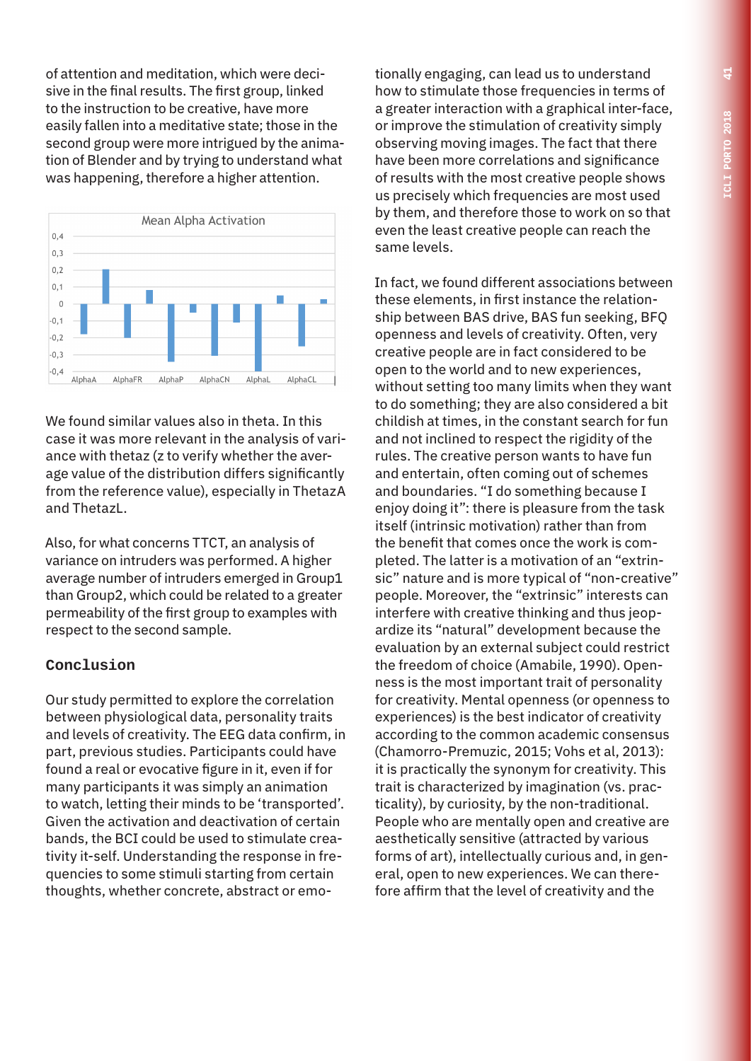of attention and meditation, which were decisive in the final results. The first group, linked to the instruction to be creative, have more easily fallen into a meditative state; those in the second group were more intrigued by the animation of Blender and by trying to understand what was happening, therefore a higher attention.

We found similar values also in theta. In this case it was more relevant in the analysis of variance with thetaz (z to verify whether the average value of the distribution differs significantly from the reference value), especially in ThetazA and ThetazL.

Also, for what concerns TTCT, an analysis of variance on intruders was performed. A higher average number of intruders emerged in Group1 than Group2, which could be related to a greater permeability of the first group to examples with respect to the second sample.

## Conclusion

Our study permitted to explore the correlation between physiological data, personality traits and levels of creativity. The EEG data confirm, in part, previous studies. Participants could have found a real or evocative figure in it, even if for many participants it was simply an animation to watch, letting their minds to be 'transported'. Given the activation and deactivation of certain bands, the BCI could be used to stimulate creativity it-self. Understanding the response in frequencies to some stimuli starting from certain thoughts, whether concrete, abstract or emotionally engaging, can lead us to understand how to stimulate those frequencies in terms of a greater interaction with a graphical inter-face, or improve the stimulation of creativity simply observing moving images. The fact that there have been more correlations and significance of results with the most creative people shows us precisely which frequencies are most used by them, and therefore those to work on so that even the least creative people can reach the same levels.

In fact, we found different associations between these elements, in first instance the relationship between BAS drive, BAS fun seeking, BFQ openness and levels of creativity. Often, very creative people are in fact considered to be open to the world and to new experiences, without setting too many limits when they want to do something; they are also considered a bit childish at times, in the constant search for fun and not inclined to respect the rigidity of the rules. The creative person wants to have fun and entertain, often coming out of schemes and boundaries. "I do something because I enjoy doing it": there is pleasure from the task itself (intrinsic motivation) rather than from the benefit that comes once the work is completed. The latter is a motivation of an "extrinsic" nature and is more typical of "non-creative" people. Moreover, the "extrinsic" interests can interfere with creative thinking and thus jeopardize its "natural" development because the evaluation by an external subject could restrict the freedom of choice (Amabile, 1990). Openness is the most important trait of personality for creativity. Mental openness (or openness to experiences) is the best indicator of creativity according to the common academic consensus (Chamorro-Premuzic, 2015; Vohs et al, 2013): it is practically the synonym for creativity. This trait is characterized by imagination (vs. practicality), by curiosity, by the non-traditional. People who are mentally open and creative are aesthetically sensitive (attracted by various forms of art), intellectually curious and, in general, open to new experiences. We can therefore affirm that the level of creativity and the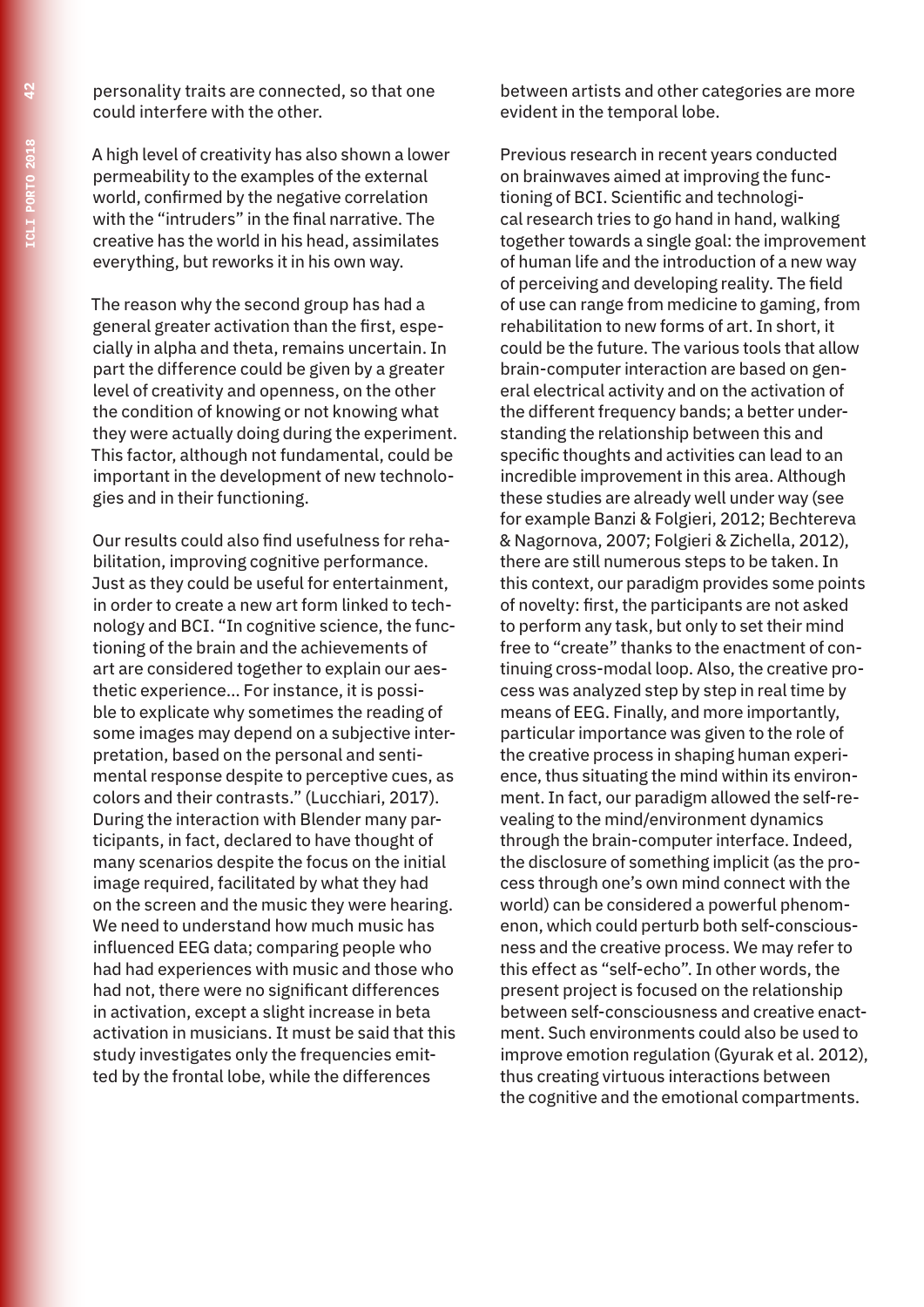personality traits are connected, so that one could interfere with the other.

A high level of creativity has also shown a lower permeability to the examples of the external world, confirmed by the negative correlation with the "intruders" in the final narrative. The creative has the world in his head, assimilates everything, but reworks it in his own way.

The reason why the second group has had a general greater activation than the first, especially in alpha and theta, remains uncertain. In part the difference could be given by a greater level of creativity and openness, on the other the condition of knowing or not knowing what they were actually doing during the experiment. This factor, although not fundamental, could be important in the development of new technologies and in their functioning.

Our results could also find usefulness for rehabilitation, improving cognitive performance. Just as they could be useful for entertainment, in order to create a new art form linked to technology and BCI. "In cognitive science, the functioning of the brain and the achievements of art are considered together to explain our aesthetic experience... For instance, it is possible to explicate why sometimes the reading of some images may depend on a subjective interpretation, based on the personal and sentimental response despite to perceptive cues, as colors and their contrasts." (Lucchiari, 2017). During the interaction with Blender many participants, in fact, declared to have thought of many scenarios despite the focus on the initial image required, facilitated by what they had on the screen and the music they were hearing. We need to understand how much music has influenced EEG data; comparing people who had had experiences with music and those who had not, there were no significant differences in activation, except a slight increase in beta activation in musicians. It must be said that this study investigates only the frequencies emitted by the frontal lobe, while the differences between artists and other categories are more evident in the temporal lobe.

Previous research in recent years conducted on brainwaves aimed at improving the functioning of BCI. Scientific and technological research tries to go hand in hand, walking together towards a single goal: the improvement of human life and the introduction of a new way of perceiving and developing reality. The field of use can range from medicine to gaming, from rehabilitation to new forms of art. In short, it could be the future. The various tools that allow brain-computer interaction are based on general electrical activity and on the activation of the different frequency bands; a better understanding the relationship between this and specific thoughts and activities can lead to an incredible improvement in this area. Although these studies are already well under way (see for example Banzi & Folgieri, 2012; Bechtereva & Nagornova, 2007; Folgieri & Zichella, 2012), there are still numerous steps to be taken. In this context, our paradigm provides some points of novelty: first, the participants are not asked to perform any task, but only to set their mind free to "create" thanks to the enactment of continuing cross-modal loop. Also, the creative process was analyzed step by step in real time by means of EEG. Finally, and more importantly, particular importance was given to the role of the creative process in shaping human experience, thus situating the mind within its environment. In fact, our paradigm allowed the self-revealing to the mind/environment dynamics through the brain-computer interface. Indeed, the disclosure of something implicit (as the process through one's own mind connect with the world) can be considered a powerful phenomenon, which could perturb both self-consciousness and the creative process. We may refer to this effect as "self-echo". In other words, the present project is focused on the relationship between self-consciousness and creative enactment. Such environments could also be used to improve emotion regulation (Gyurak et al. 2012), thus creating virtuous interactions between the cognitive and the emotional compartments.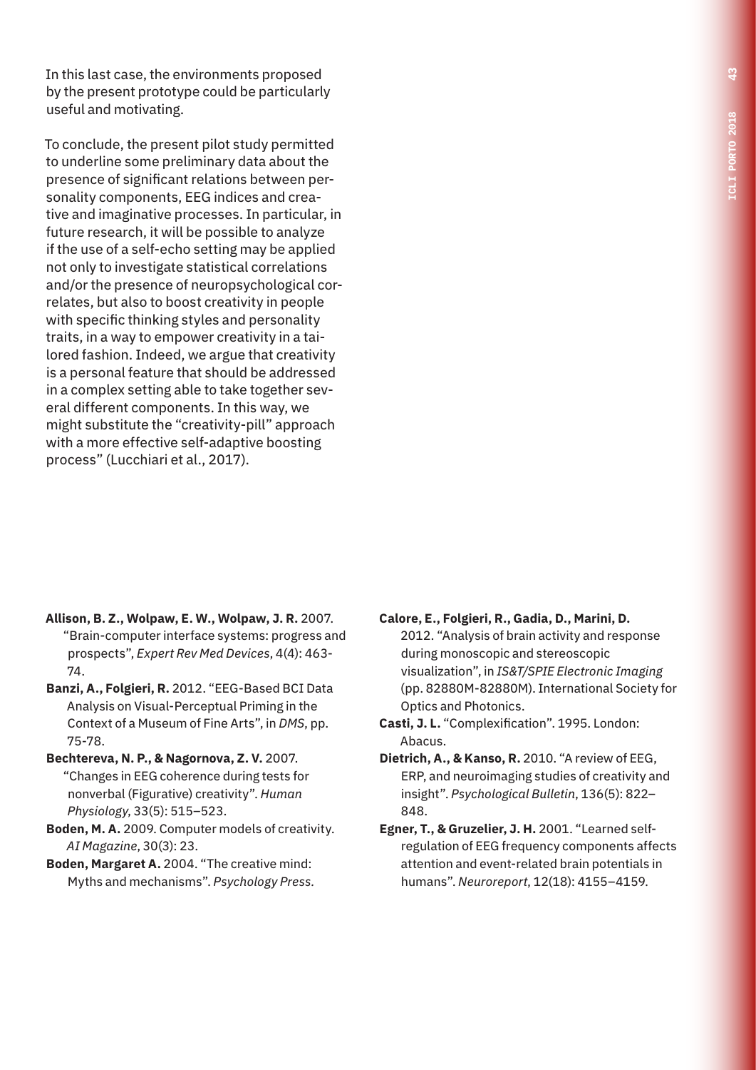In this last case, the environments proposed by the present prototype could be particularly useful and motivating.

To conclude, the present pilot study permitted to underline some preliminary data about the presence of significant relations between personality components, EEG indices and creative and imaginative processes. In particular, in future research, it will be possible to analyze if the use of a self-echo setting may be applied not only to investigate statistical correlations and/or the presence of neuropsychological correlates, but also to boost creativity in people with specific thinking styles and personality traits, in a way to empower creativity in a tailored fashion. Indeed, we argue that creativity is a personal feature that should be addressed in a complex setting able to take together several different components. In this way, we might substitute the "creativity-pill" approach with a more effective self-adaptive boosting process" (Lucchiari et al., 2017).

**Allison, B. Z., Wolpaw, E. W., Wolpaw, J. R.** 2007. "Brain-computer interface systems: progress and prospects", *Expert Rev Med Devices*, 4(4): 463-74.

**Banzi, A., Folgieri, R.** 2012. "EEG-Based BCI Data Analysis on Visual-Perceptual Priming in the Context of a Museum of Fine Arts", in *DMS*, pp. 75-78.

**Bechtereva, N. P., & Nagornova, Z. V.** 2007. "Changes in EEG coherence during tests for nonverbal (Figurative) creativity". *Human Physiology*, 33(5): 515–523.

**Boden, M. A.** 2009. Computer models of creativity. *AI Magazine*, 30(3): 23.

**Boden, Margaret A.** 2004. "The creative mind: Myths and mechanisms". *Psychology Press*.

**Calore, E., Folgieri, R., Gadia, D., Marini, D.** 2012. "Analysis of brain activity and response during monoscopic and stereoscopic visualization", in *IS&T/SPIE Electronic Imaging* (pp. 82880M-82880M). International Society for Optics and Photonics.

**Casti, J. L.** "Complexification". 1995. London: Abacus.

**Dietrich, A., & Kanso, R.** 2010. "A review of EEG, ERP, and neuroimaging studies of creativity and insight". *Psychological Bulletin*, 136(5): 822–848.

**Egner, T., & Gruzelier, J. H.** 2001. "Learned self-regulation of EEG frequency components affects attention and event-related brain potentials in humans". *Neuroreport*, 12(18): 4155–4159.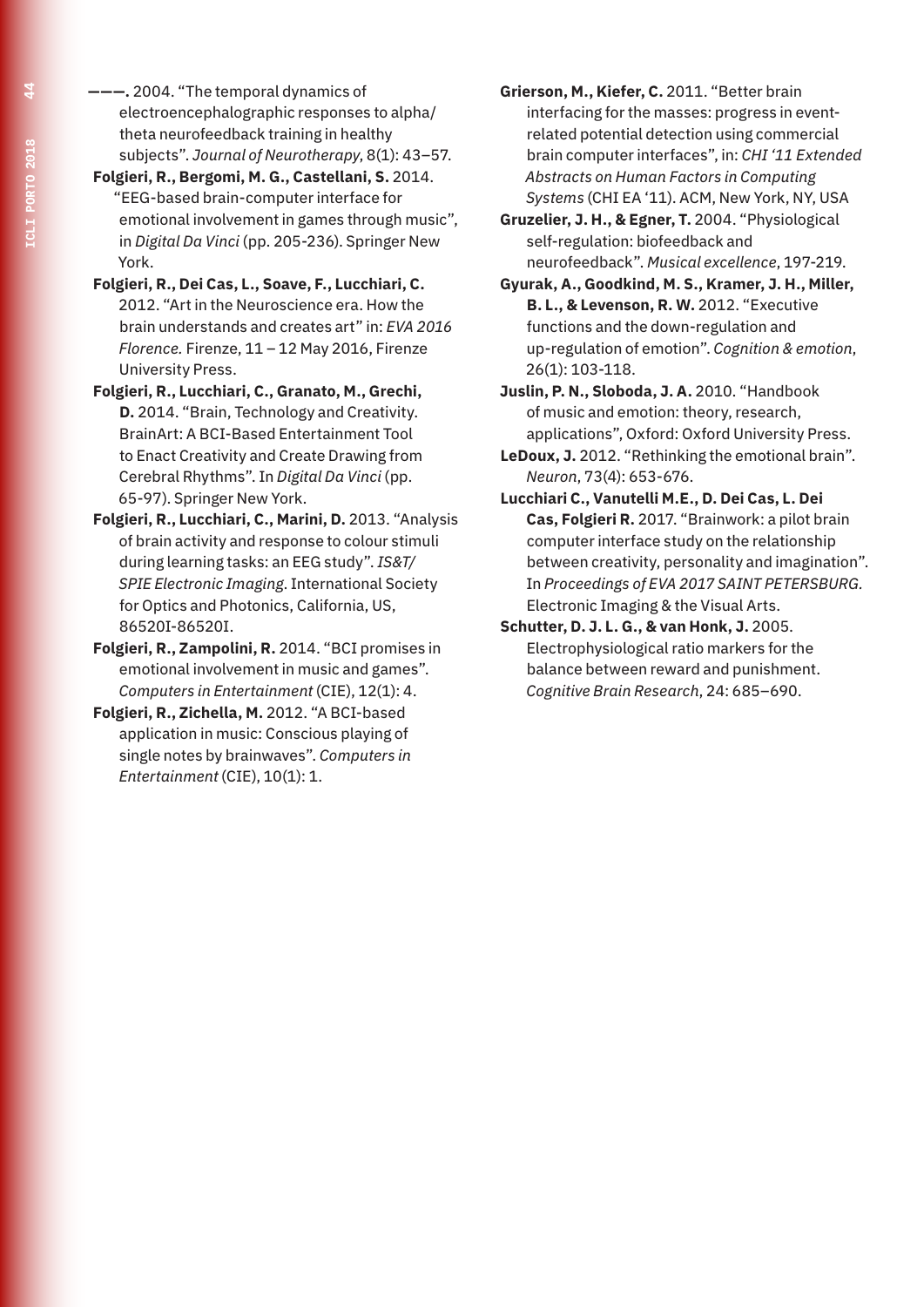**———.** 2004. "The temporal dynamics of electroencephalographic responses to alpha/theta neurofeedback training in healthy subjects". *Journal of Neurotherapy*, 8(1): 43–57.

**Folgieri, R., Bergomi, M. G., Castellani, S.** 2014. "EEG-based brain-computer interface for emotional involvement in games through music", in *Digital Da Vinci* (pp. 205-236). Springer New York.

**Folgieri, R., Dei Cas, L., Soave, F., Lucchiari, C.** 2012. "Art in the Neuroscience era. How the brain understands and creates art" in: *EVA 2016 Florence.* Firenze, 11 – 12 May 2016, Firenze University Press.

**Folgieri, R., Lucchiari, C., Granato, M., Grechi, D.** 2014. "Brain, Technology and Creativity. BrainArt: A BCI-Based Entertainment Tool to Enact Creativity and Create Drawing from Cerebral Rhythms". In *Digital Da Vinci* (pp. 65-97). Springer New York.

**Folgieri, R., Lucchiari, C., Marini, D.** 2013. "Analysis of brain activity and response to colour stimuli during learning tasks: an EEG study". *IS&T/SPIE Electronic Imaging*. International Society for Optics and Photonics, California, US, 86520I-86520I.

**Folgieri, R., Zampolini, R.** 2014. "BCI promises in emotional involvement in music and games". *Computers in Entertainment* (CIE), 12(1): 4.

**Folgieri, R., Zichella, M.** 2012. "A BCI-based application in music: Conscious playing of single notes by brainwaves". *Computers in Entertainment* (CIE), 10(1): 1.

**Grierson, M., Kiefer, C.** 2011. "Better brain interfacing for the masses: progress in event-related potential detection using commercial brain computer interfaces", in: *CHI '11 Extended Abstracts on Human Factors in Computing Systems* (CHI EA '11). ACM, New York, NY, USA

**Gruzelier, J. H., & Egner, T.** 2004. "Physiological self-regulation: biofeedback and neurofeedback". *Musical excellence*, 197-219.

**Gyurak, A., Goodkind, M. S., Kramer, J. H., Miller, B. L., & Levenson, R. W.** 2012. "Executive functions and the down-regulation and up-regulation of emotion". *Cognition & emotion*, 26(1): 103-118.

**Juslin, P. N., Sloboda, J. A.** 2010. "Handbook of music and emotion: theory, research, applications", Oxford: Oxford University Press.

**LeDoux, J.** 2012. "Rethinking the emotional brain". *Neuron*, 73(4): 653-676.

**Lucchiari C., Vanutelli M.E., D. Dei Cas, L. Dei Cas, Folgieri R.** 2017. "Brainwork: a pilot brain computer interface study on the relationship between creativity, personality and imagination". In *Proceedings of EVA 2017 SAINT PETERSBURG*. Electronic Imaging & the Visual Arts.

**Schutter, D. J. L. G., & van Honk, J.** 2005. Electrophysiological ratio markers for the balance between reward and punishment. *Cognitive Brain Research*, 24: 685–690.